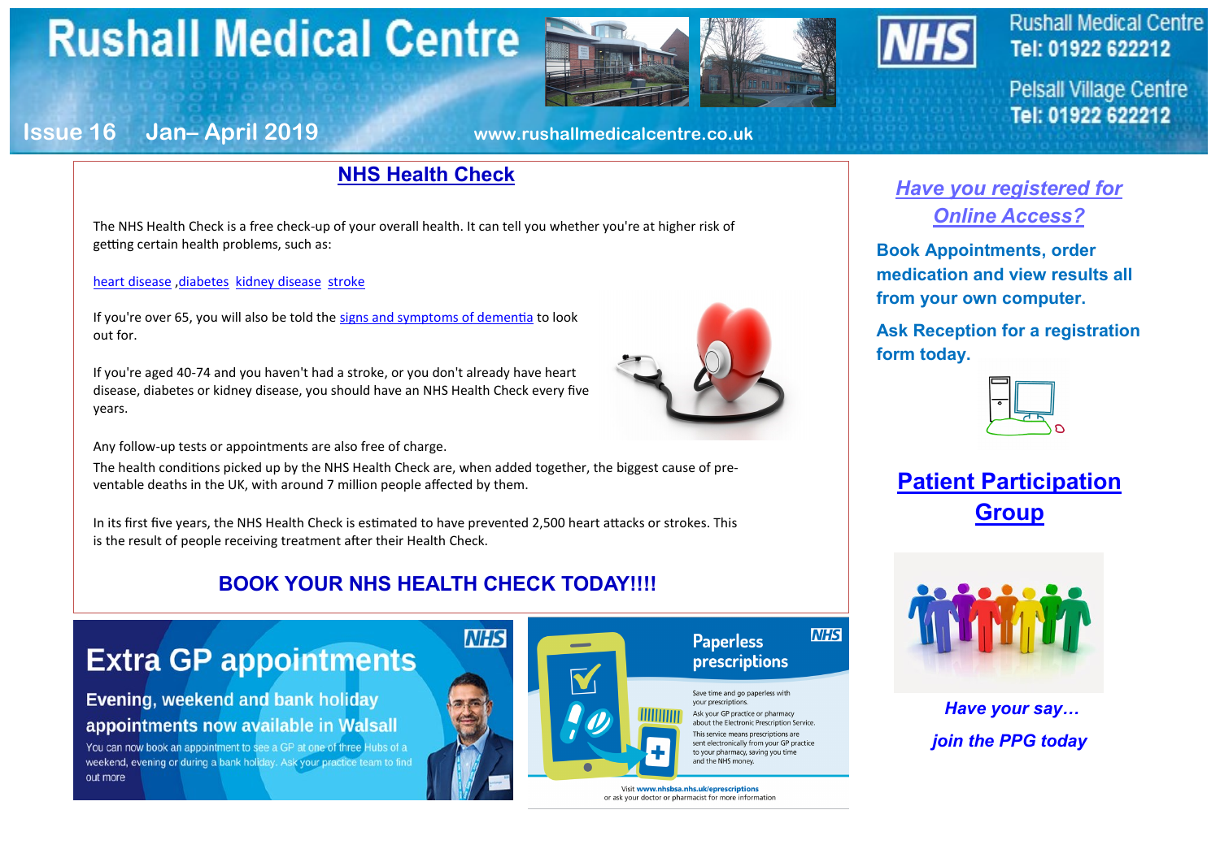# Rushall Medical Centre

Issue 16 Jan– April 2019

www.rushallmedicalcentre.co.uk

Rushall Medical Centre
Tel: 01922 622212

Pelsall Village Centre
Tel: 01922 622212

## NHS Health Check

The NHS Health Check is a free check-up of your overall health. It can tell you whether you're at higher risk of getting certain health problems, such as:

heart disease ,diabetes kidney disease stroke

If you're over 65, you will also be told the signs and symptoms of dementia to look out for.

If you're aged 40-74 and you haven't had a stroke, or you don't already have heart disease, diabetes or kidney disease, you should have an NHS Health Check every five years.

Any follow-up tests or appointments are also free of charge.

The health conditions picked up by the NHS Health Check are, when added together, the biggest cause of preventable deaths in the UK, with around 7 million people affected by them.

In its first five years, the NHS Health Check is estimated to have prevented 2,500 heart attacks or strokes. This is the result of people receiving treatment after their Health Check.

**BOOK YOUR NHS HEALTH CHECK TODAY!!!!**

## Extra GP appointments

**Evening, weekend and bank holiday appointments now available in Walsall**

You can now book an appointment to see a GP at one of three Hubs of a weekend, evening or during a bank holiday. Ask your practice team to find out more

## Paperless prescriptions

Save time and go paperless with your prescriptions.

Ask your GP practice or pharmacy about the Electronic Prescription Service.

This service means prescriptions are sent electronically from your GP practice to your pharmacy, saving you time and the NHS money.

Visit **www.nhsbsa.nhs.uk/eprescriptions** or ask your doctor or pharmacist for more information

## *Have you registered for Online Access?*

**Book Appointments, order medication and view results all from your own computer.**

**Ask Reception for a registration form today.**

## Patient Participation Group

***Have your say…***

***join the PPG today***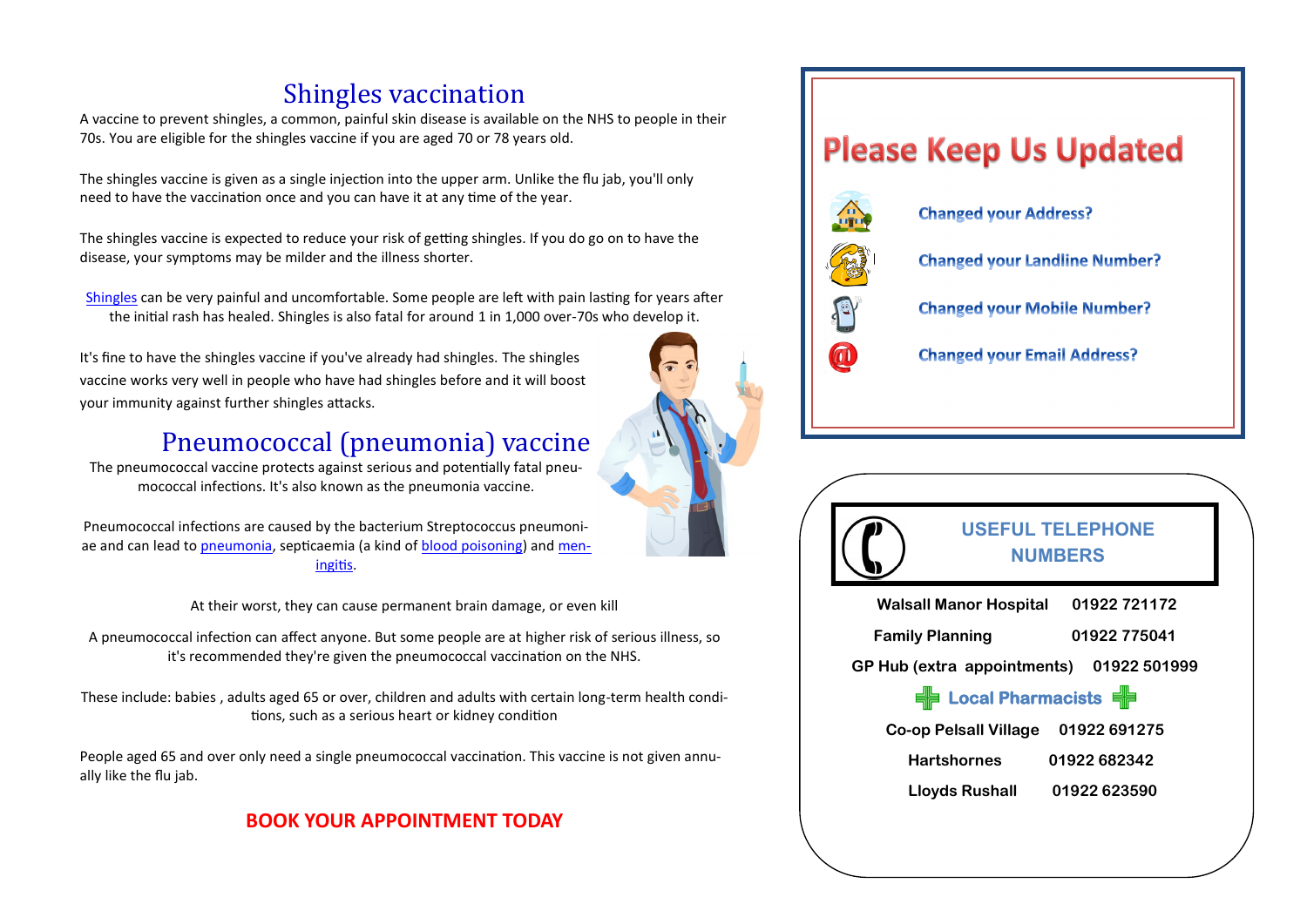# Shingles vaccination

A vaccine to prevent shingles, a common, painful skin disease is available on the NHS to people in their 70s. You are eligible for the shingles vaccine if you are aged 70 or 78 years old.

The shingles vaccine is given as a single injection into the upper arm. Unlike the flu jab, you'll only need to have the vaccination once and you can have it at any time of the year.

The shingles vaccine is expected to reduce your risk of getting shingles. If you do go on to have the disease, your symptoms may be milder and the illness shorter.

Shingles can be very painful and uncomfortable. Some people are left with pain lasting for years after the initial rash has healed. Shingles is also fatal for around 1 in 1,000 over-70s who develop it.

It's fine to have the shingles vaccine if you've already had shingles. The shingles vaccine works very well in people who have had shingles before and it will boost your immunity against further shingles attacks.

# Pneumococcal (pneumonia) vaccine

The pneumococcal vaccine protects against serious and potentially fatal pneumococcal infections. It's also known as the pneumonia vaccine.

Pneumococcal infections are caused by the bacterium Streptococcus pneumoniae and can lead to pneumonia, septicaemia (a kind of blood poisoning) and meningitis.

At their worst, they can cause permanent brain damage, or even kill

A pneumococcal infection can affect anyone. But some people are at higher risk of serious illness, so it's recommended they're given the pneumococcal vaccination on the NHS.

These include: babies , adults aged 65 or over, children and adults with certain long-term health conditions, such as a serious heart or kidney condition

People aged 65 and over only need a single pneumococcal vaccination. This vaccine is not given annually like the flu jab.

**BOOK YOUR APPOINTMENT TODAY**

# Please Keep Us Updated

- Changed your Address?
- Changed your Landline Number?
- Changed your Mobile Number?
- Changed your Email Address?

## USEFUL TELEPHONE NUMBERS

**Walsall Manor Hospital** 01922 721172

**Family Planning** 01922 775041

**GP Hub (extra appointments)** 01922 501999

**Local Pharmacists**

**Co-op Pelsall Village** 01922 691275

**Hartshornes** 01922 682342

**Lloyds Rushall** 01922 623590